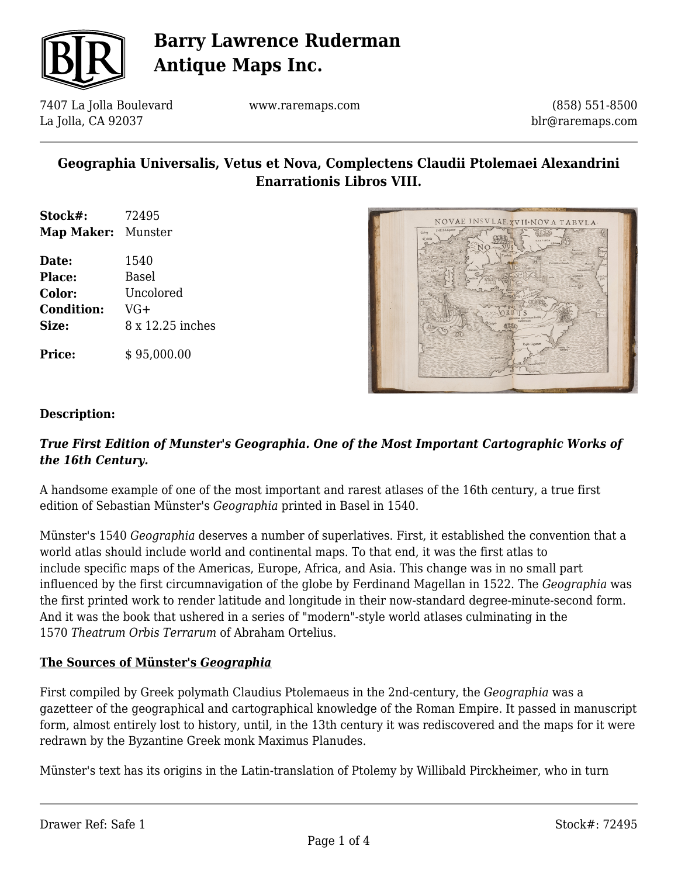# Barry Lawrence Ruderman Antique Maps Inc.

7407 La Jolla Boulevard
La Jolla, CA 92037

www.raremaps.com

(858) 551-8500
blr@raremaps.com

## Geographia Universalis, Vetus et Nova, Complectens Claudii Ptolemaei Alexandrini Enarrationis Libros VIII.

**Stock#:** 72495
**Map Maker:** Munster

**Date:** 1540
**Place:** Basel
**Color:** Uncolored
**Condition:** VG+
**Size:** 8 x 12.25 inches

**Price:** $ 95,000.00

### Description:

***True First Edition of Munster's Geographia. One of the Most Important Cartographic Works of the 16th Century.***

A handsome example of one of the most important and rarest atlases of the 16th century, a true first edition of Sebastian Münster's *Geographia* printed in Basel in 1540.

Münster's 1540 *Geographia* deserves a number of superlatives. First, it established the convention that a world atlas should include world and continental maps. To that end, it was the first atlas to include specific maps of the Americas, Europe, Africa, and Asia. This change was in no small part influenced by the first circumnavigation of the globe by Ferdinand Magellan in 1522. The *Geographia* was the first printed work to render latitude and longitude in their now-standard degree-minute-second form. And it was the book that ushered in a series of "modern"-style world atlases culminating in the 1570 *Theatrum Orbis Terrarum* of Abraham Ortelius.

### The Sources of Münster's *Geographia*

First compiled by Greek polymath Claudius Ptolemaeus in the 2nd-century, the *Geographia* was a gazetteer of the geographical and cartographical knowledge of the Roman Empire. It passed in manuscript form, almost entirely lost to history, until, in the 13th century it was rediscovered and the maps for it were redrawn by the Byzantine Greek monk Maximus Planudes.

Münster's text has its origins in the Latin-translation of Ptolemy by Willibald Pirckheimer, who in turn

Drawer Ref: Safe 1

Stock#: 72495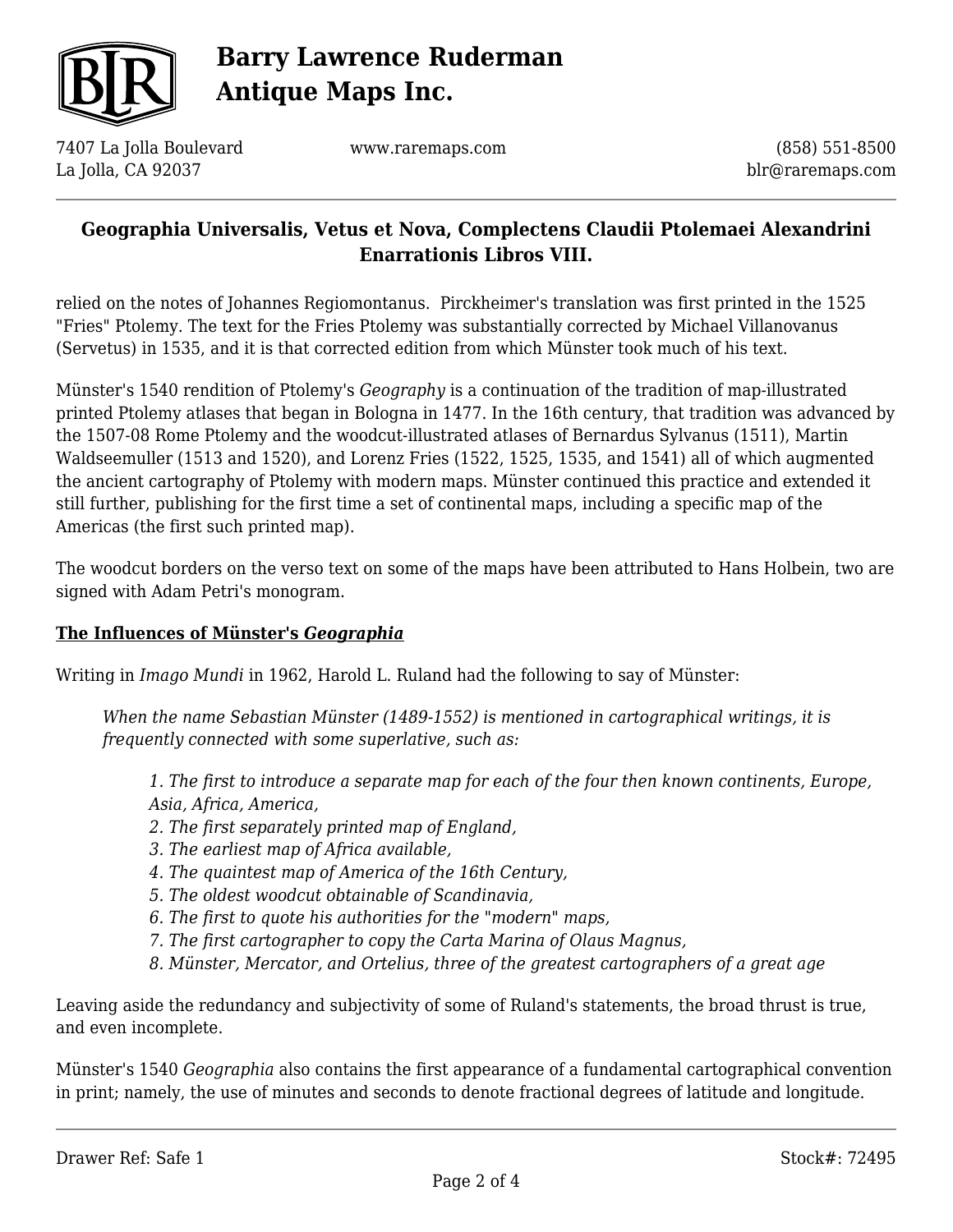relied on the notes of Johannes Regiomontanus. Pirckheimer's translation was first printed in the 1525 "Fries" Ptolemy. The text for the Fries Ptolemy was substantially corrected by Michael Villanovanus (Servetus) in 1535, and it is that corrected edition from which Münster took much of his text.

Münster's 1540 rendition of Ptolemy's *Geography* is a continuation of the tradition of map-illustrated printed Ptolemy atlases that began in Bologna in 1477. In the 16th century, that tradition was advanced by the 1507-08 Rome Ptolemy and the woodcut-illustrated atlases of Bernardus Sylvanus (1511), Martin Waldseemuller (1513 and 1520), and Lorenz Fries (1522, 1525, 1535, and 1541) all of which augmented the ancient cartography of Ptolemy with modern maps. Münster continued this practice and extended it still further, publishing for the first time a set of continental maps, including a specific map of the Americas (the first such printed map).

The woodcut borders on the verso text on some of the maps have been attributed to Hans Holbein, two are signed with Adam Petri's monogram.

## **The Influences of Münster's *Geographia***

Writing in *Imago Mundi* in 1962, Harold L. Ruland had the following to say of Münster:

> *When the name Sebastian Münster (1489-1552) is mentioned in cartographical writings, it is frequently connected with some superlative, such as:*
>
> *1. The first to introduce a separate map for each of the four then known continents, Europe, Asia, Africa, America,*
> *2. The first separately printed map of England,*
> *3. The earliest map of Africa available,*
> *4. The quaintest map of America of the 16th Century,*
> *5. The oldest woodcut obtainable of Scandinavia,*
> *6. The first to quote his authorities for the "modern" maps,*
> *7. The first cartographer to copy the Carta Marina of Olaus Magnus,*
> *8. Münster, Mercator, and Ortelius, three of the greatest cartographers of a great age*

Leaving aside the redundancy and subjectivity of some of Ruland's statements, the broad thrust is true, and even incomplete.

Münster's 1540 *Geographia* also contains the first appearance of a fundamental cartographical convention in print; namely, the use of minutes and seconds to denote fractional degrees of latitude and longitude.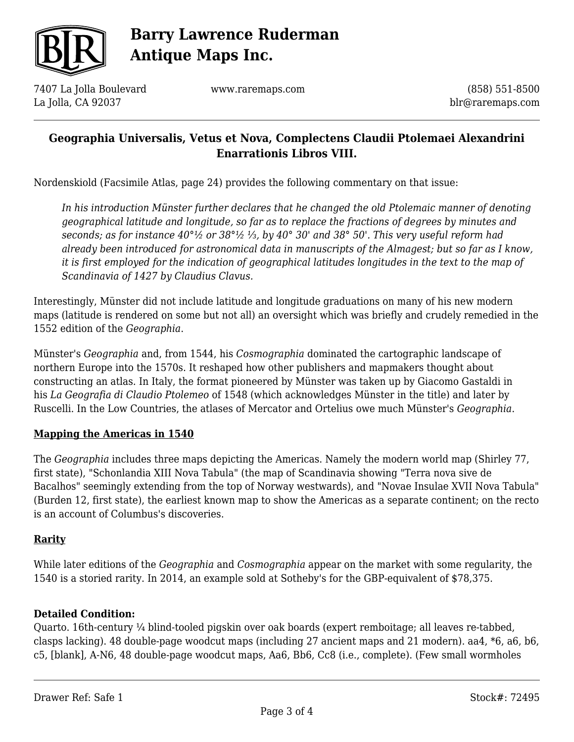## Geographia Universalis, Vetus et Nova, Complectens Claudii Ptolemaei Alexandrini Enarrationis Libros VIII.

Nordenskiold (Facsimile Atlas, page 24) provides the following commentary on that issue:

> *In his introduction Münster further declares that he changed the old Ptolemaic manner of denoting geographical latitude and longitude, so far as to replace the fractions of degrees by minutes and seconds; as for instance 40°½ or 38°½ ⅓, by 40° 30' and 38° 50'. This very useful reform had already been introduced for astronomical data in manuscripts of the Almagest; but so far as I know, it is first employed for the indication of geographical latitudes longitudes in the text to the map of Scandinavia of 1427 by Claudius Clavus.*

Interestingly, Münster did not include latitude and longitude graduations on many of his new modern maps (latitude is rendered on some but not all) an oversight which was briefly and crudely remedied in the 1552 edition of the *Geographia*.

Münster's *Geographia* and, from 1544, his *Cosmographia* dominated the cartographic landscape of northern Europe into the 1570s. It reshaped how other publishers and mapmakers thought about constructing an atlas. In Italy, the format pioneered by Münster was taken up by Giacomo Gastaldi in his *La Geografia di Claudio Ptolemeo* of 1548 (which acknowledges Münster in the title) and later by Ruscelli. In the Low Countries, the atlases of Mercator and Ortelius owe much Münster's *Geographia*.

### Mapping the Americas in 1540

The *Geographia* includes three maps depicting the Americas. Namely the modern world map (Shirley 77, first state), "Schonlandia XIII Nova Tabula" (the map of Scandinavia showing "Terra nova sive de Bacalhos" seemingly extending from the top of Norway westwards), and "Novae Insulae XVII Nova Tabula" (Burden 12, first state), the earliest known map to show the Americas as a separate continent; on the recto is an account of Columbus's discoveries.

### Rarity

While later editions of the *Geographia* and *Cosmographia* appear on the market with some regularity, the 1540 is a storied rarity. In 2014, an example sold at Sotheby's for the GBP-equivalent of $78,375.

**Detailed Condition:**
Quarto. 16th-century ¼ blind-tooled pigskin over oak boards (expert remboitage; all leaves re-tabbed, clasps lacking). 48 double-page woodcut maps (including 27 ancient maps and 21 modern). aa4, *6, a6, b6, c5, [blank], A-N6, 48 double-page woodcut maps, Aa6, Bb6, Cc8 (i.e., complete). (Few small wormholes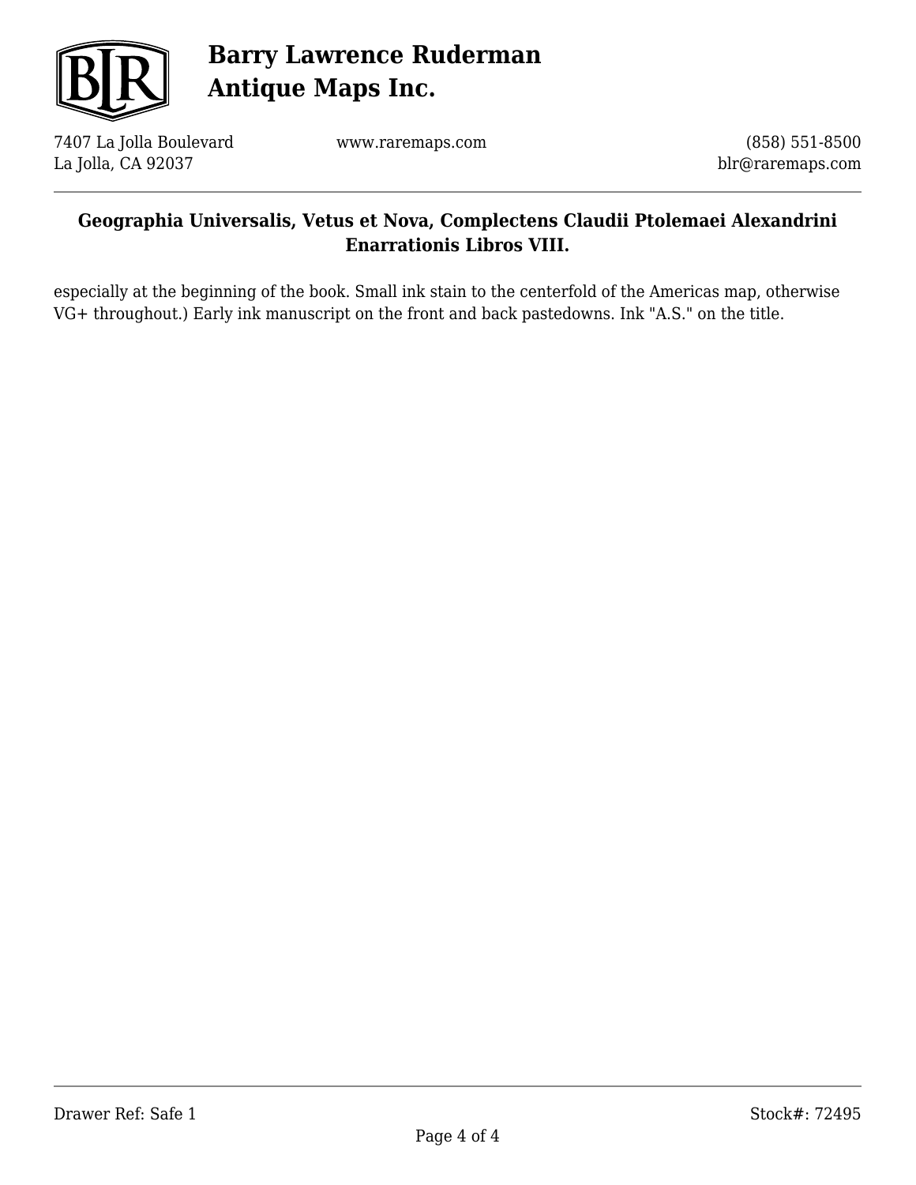especially at the beginning of the book. Small ink stain to the centerfold of the Americas map, otherwise VG+ throughout.) Early ink manuscript on the front and back pastedowns. Ink "A.S." on the title.